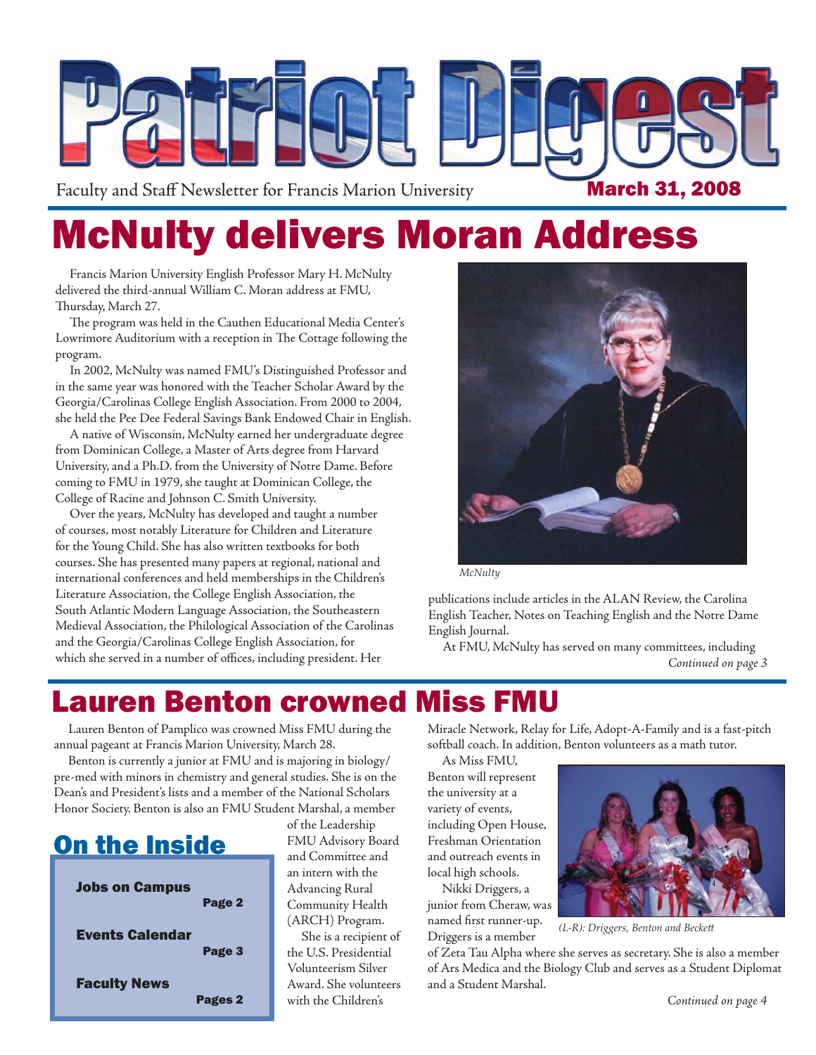# Patriot Digest

Faculty and Staff Newsletter for Francis Marion University

**March 31, 2008**

## McNulty delivers Moran Address

Francis Marion University English Professor Mary H. McNulty delivered the third-annual William C. Moran address at FMU, Thursday, March 27.

The program was held in the Cauthen Educational Media Center's Lowrimore Auditorium with a reception in The Cottage following the program.

In 2002, McNulty was named FMU's Distinguished Professor and in the same year was honored with the Teacher Scholar Award by the Georgia/Carolinas College English Association. From 2000 to 2004, she held the Pee Dee Federal Savings Bank Endowed Chair in English.

A native of Wisconsin, McNulty earned her undergraduate degree from Dominican College, a Master of Arts degree from Harvard University, and a Ph.D. from the University of Notre Dame. Before coming to FMU in 1979, she taught at Dominican College, the College of Racine and Johnson C. Smith University.

Over the years, McNulty has developed and taught a number of courses, most notably Literature for Children and Literature for the Young Child. She has also written textbooks for both courses. She has presented many papers at regional, national and international conferences and held memberships in the Children's Literature Association, the College English Association, the South Atlantic Modern Language Association, the Southeastern Medieval Association, the Philological Association of the Carolinas and the Georgia/Carolinas College English Association, for which she served in a number of offices, including president. Her publications include articles in the ALAN Review, the Carolina English Teacher, Notes on Teaching English and the Notre Dame English Journal.

*McNulty*

At FMU, McNulty has served on many committees, including

*Continued on page 3*

## Lauren Benton crowned Miss FMU

Lauren Benton of Pamplico was crowned Miss FMU during the annual pageant at Francis Marion University, March 28.

Benton is currently a junior at FMU and is majoring in biology/pre-med with minors in chemistry and general studies. She is on the Dean's and President's lists and a member of the National Scholars Honor Society. Benton is also an FMU Student Marshal, a member of the Leadership FMU Advisory Board and Committee and an intern with the Advancing Rural Community Health (ARCH) Program.

She is a recipient of the U.S. Presidential Volunteerism Silver Award. She volunteers with the Children's Miracle Network, Relay for Life, Adopt-A-Family and is a fast-pitch softball coach. In addition, Benton volunteers as a math tutor.

As Miss FMU, Benton will represent the university at a variety of events, including Open House, Freshman Orientation and outreach events in local high schools.

Nikki Driggers, a junior from Cheraw, was named first runner-up. Driggers is a member of Zeta Tau Alpha where she serves as secretary. She is also a member of Ars Medica and the Biology Club and serves as a Student Diplomat and a Student Marshal.

*(L-R): Driggers, Benton and Beckett*

*Continued on page 4*

### On the Inside

**Jobs on Campus** — **Page 2**

**Events Calendar** — **Page 3**

**Faculty News** — **Pages 2**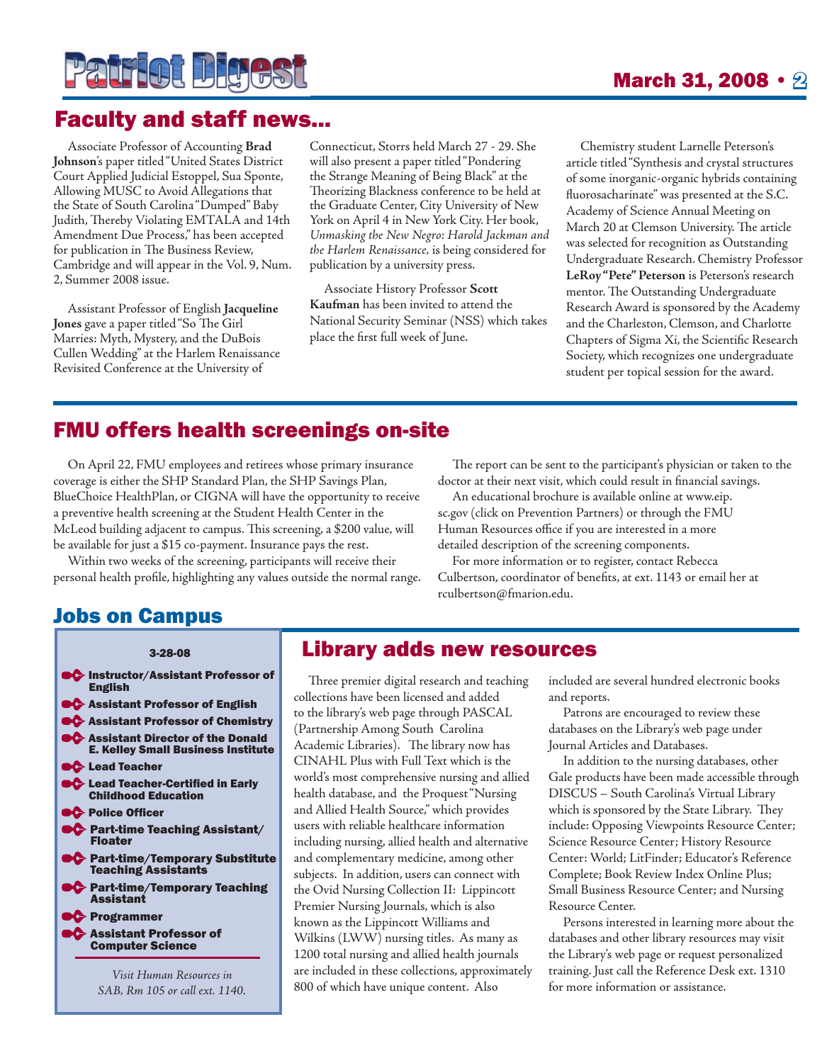## Faculty and staff news...

Associate Professor of Accounting **Brad Johnson**'s paper titled "United States District Court Applied Judicial Estoppel, Sua Sponte, Allowing MUSC to Avoid Allegations that the State of South Carolina "Dumped" Baby Judith, Thereby Violating EMTALA and 14th Amendment Due Process," has been accepted for publication in The Business Review, Cambridge and will appear in the Vol. 9, Num. 2, Summer 2008 issue.

Assistant Professor of English **Jacqueline Jones** gave a paper titled "So The Girl Marries: Myth, Mystery, and the DuBois Cullen Wedding" at the Harlem Renaissance Revisited Conference at the University of Connecticut, Storrs held March 27 - 29. She will also present a paper titled "Pondering the Strange Meaning of Being Black" at the Theorizing Blackness conference to be held at the Graduate Center, City University of New York on April 4 in New York City. Her book, *Unmasking the New Negro: Harold Jackman and the Harlem Renaissance*, is being considered for publication by a university press.

Associate History Professor **Scott Kaufman** has been invited to attend the National Security Seminar (NSS) which takes place the first full week of June.

Chemistry student Larnelle Peterson's article titled "Synthesis and crystal structures of some inorganic-organic hybrids containing fluorosacharinate" was presented at the S.C. Academy of Science Annual Meeting on March 20 at Clemson University. The article was selected for recognition as Outstanding Undergraduate Research. Chemistry Professor **LeRoy "Pete" Peterson** is Peterson's research mentor. The Outstanding Undergraduate Research Award is sponsored by the Academy and the Charleston, Clemson, and Charlotte Chapters of Sigma Xi, the Scientific Research Society, which recognizes one undergraduate student per topical session for the award.

## FMU offers health screenings on-site

On April 22, FMU employees and retirees whose primary insurance coverage is either the SHP Standard Plan, the SHP Savings Plan, BlueChoice HealthPlan, or CIGNA will have the opportunity to receive a preventive health screening at the Student Health Center in the McLeod building adjacent to campus. This screening, a $200 value, will be available for just a $15 co-payment. Insurance pays the rest.

Within two weeks of the screening, participants will receive their personal health profile, highlighting any values outside the normal range. The report can be sent to the participant's physician or taken to the doctor at their next visit, which could result in financial savings.

An educational brochure is available online at www.eip.sc.gov (click on Prevention Partners) or through the FMU Human Resources office if you are interested in a more detailed description of the screening components.

For more information or to register, contact Rebecca Culbertson, coordinator of benefits, at ext. 1143 or email her at rculbertson@fmarion.edu.

## Jobs on Campus

**3-28-08**

- **Instructor/Assistant Professor of English**
- **Assistant Professor of English**
- **Assistant Professor of Chemistry**
- **Assistant Director of the Donald E. Kelley Small Business Institute**
- **Lead Teacher**
- **Lead Teacher-Certified in Early Childhood Education**
- **Police Officer**
- **Part-time Teaching Assistant/ Floater**
- **Part-time/Temporary Substitute Teaching Assistants**
- **Part-time/Temporary Teaching Assistant**
- **Programmer**
- **Assistant Professor of Computer Science**

*Visit Human Resources in SAB, Rm 105 or call ext. 1140.*

## Library adds new resources

Three premier digital research and teaching collections have been licensed and added to the library's web page through PASCAL (Partnership Among South Carolina Academic Libraries). The library now has CINAHL Plus with Full Text which is the world's most comprehensive nursing and allied health database, and the Proquest "Nursing and Allied Health Source," which provides users with reliable healthcare information including nursing, allied health and alternative and complementary medicine, among other subjects. In addition, users can connect with the Ovid Nursing Collection II: Lippincott Premier Nursing Journals, which is also known as the Lippincott Williams and Wilkins (LWW) nursing titles. As many as 1200 total nursing and allied health journals are included in these collections, approximately 800 of which have unique content. Also included are several hundred electronic books and reports.

Patrons are encouraged to review these databases on the Library's web page under Journal Articles and Databases.

In addition to the nursing databases, other Gale products have been made accessible through DISCUS – South Carolina's Virtual Library which is sponsored by the State Library. They include: Opposing Viewpoints Resource Center; Science Resource Center; History Resource Center: World; LitFinder; Educator's Reference Complete; Book Review Index Online Plus; Small Business Resource Center; and Nursing Resource Center.

Persons interested in learning more about the databases and other library resources may visit the Library's web page or request personalized training. Just call the Reference Desk ext. 1310 for more information or assistance.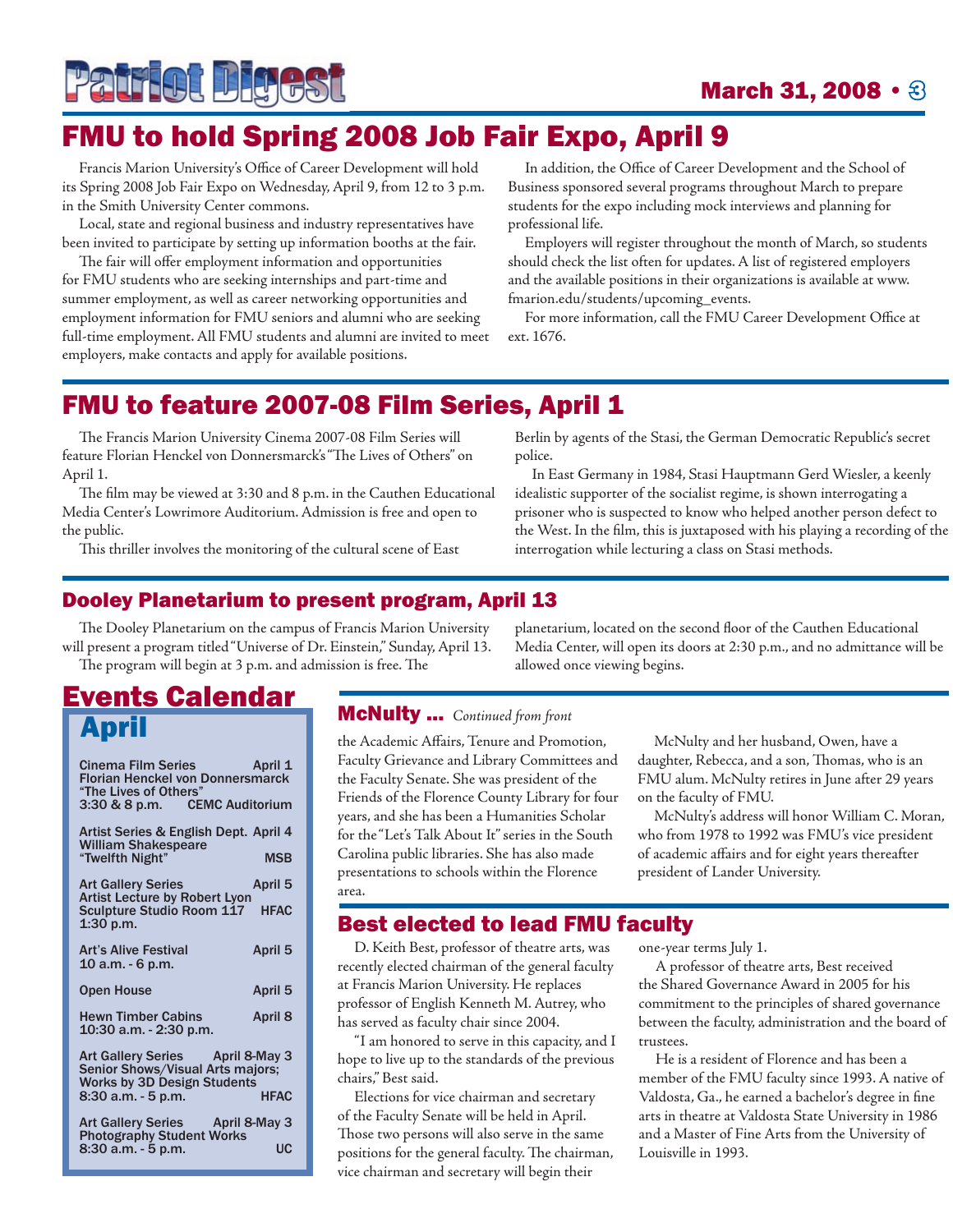## FMU to hold Spring 2008 Job Fair Expo, April 9

Francis Marion University's Office of Career Development will hold its Spring 2008 Job Fair Expo on Wednesday, April 9, from 12 to 3 p.m. in the Smith University Center commons.

Local, state and regional business and industry representatives have been invited to participate by setting up information booths at the fair.

The fair will offer employment information and opportunities for FMU students who are seeking internships and part-time and summer employment, as well as career networking opportunities and employment information for FMU seniors and alumni who are seeking full-time employment. All FMU students and alumni are invited to meet employers, make contacts and apply for available positions.

In addition, the Office of Career Development and the School of Business sponsored several programs throughout March to prepare students for the expo including mock interviews and planning for professional life.

Employers will register throughout the month of March, so students should check the list often for updates. A list of registered employers and the available positions in their organizations is available at www.fmarion.edu/students/upcoming_events.

For more information, call the FMU Career Development Office at ext. 1676.

## FMU to feature 2007-08 Film Series, April 1

The Francis Marion University Cinema 2007-08 Film Series will feature Florian Henckel von Donnersmarck's "The Lives of Others" on April 1.

The film may be viewed at 3:30 and 8 p.m. in the Cauthen Educational Media Center's Lowrimore Auditorium. Admission is free and open to the public.

This thriller involves the monitoring of the cultural scene of East Berlin by agents of the Stasi, the German Democratic Republic's secret police.

In East Germany in 1984, Stasi Hauptmann Gerd Wiesler, a keenly idealistic supporter of the socialist regime, is shown interrogating a prisoner who is suspected to know who helped another person defect to the West. In the film, this is juxtaposed with his playing a recording of the interrogation while lecturing a class on Stasi methods.

### Dooley Planetarium to present program, April 13

The Dooley Planetarium on the campus of Francis Marion University will present a program titled "Universe of Dr. Einstein," Sunday, April 13.

The program will begin at 3 p.m. and admission is free. The planetarium, located on the second floor of the Cauthen Educational Media Center, will open its doors at 2:30 p.m., and no admittance will be allowed once viewing begins.

## Events Calendar

### April

**Cinema Film Series** — April 1
Florian Henckel von Donnersmarck
"The Lives of Others"
3:30 & 8 p.m. — CEMC Auditorium

**Artist Series & English Dept.** — April 4
William Shakespeare
"Twelfth Night" — MSB

**Art Gallery Series** — April 5
Artist Lecture by Robert Lyon
Sculpture Studio Room 117 — HFAC
1:30 p.m.

**Art's Alive Festival** — April 5
10 a.m. - 6 p.m.

**Open House** — April 5

**Hewn Timber Cabins** — April 8
10:30 a.m. - 2:30 p.m.

**Art Gallery Series** — April 8-May 3
Senior Shows/Visual Arts majors;
Works by 3D Design Students
8:30 a.m. - 5 p.m. — HFAC

**Art Gallery Series** — April 8-May 3
Photography Student Works
8:30 a.m. - 5 p.m. — UC

### McNulty ... *Continued from front*

the Academic Affairs, Tenure and Promotion, Faculty Grievance and Library Committees and the Faculty Senate. She was president of the Friends of the Florence County Library for four years, and she has been a Humanities Scholar for the "Let's Talk About It" series in the South Carolina public libraries. She has also made presentations to schools within the Florence area.

McNulty and her husband, Owen, have a daughter, Rebecca, and a son, Thomas, who is an FMU alum. McNulty retires in June after 29 years on the faculty of FMU.

McNulty's address will honor William C. Moran, who from 1978 to 1992 was FMU's vice president of academic affairs and for eight years thereafter president of Lander University.

## Best elected to lead FMU faculty

D. Keith Best, professor of theatre arts, was recently elected chairman of the general faculty at Francis Marion University. He replaces professor of English Kenneth M. Autrey, who has served as faculty chair since 2004.

"I am honored to serve in this capacity, and I hope to live up to the standards of the previous chairs," Best said.

Elections for vice chairman and secretary of the Faculty Senate will be held in April. Those two persons will also serve in the same positions for the general faculty. The chairman, vice chairman and secretary will begin their one-year terms July 1.

A professor of theatre arts, Best received the Shared Governance Award in 2005 for his commitment to the principles of shared governance between the faculty, administration and the board of trustees.

He is a resident of Florence and has been a member of the FMU faculty since 1993. A native of Valdosta, Ga., he earned a bachelor's degree in fine arts in theatre at Valdosta State University in 1986 and a Master of Fine Arts from the University of Louisville in 1993.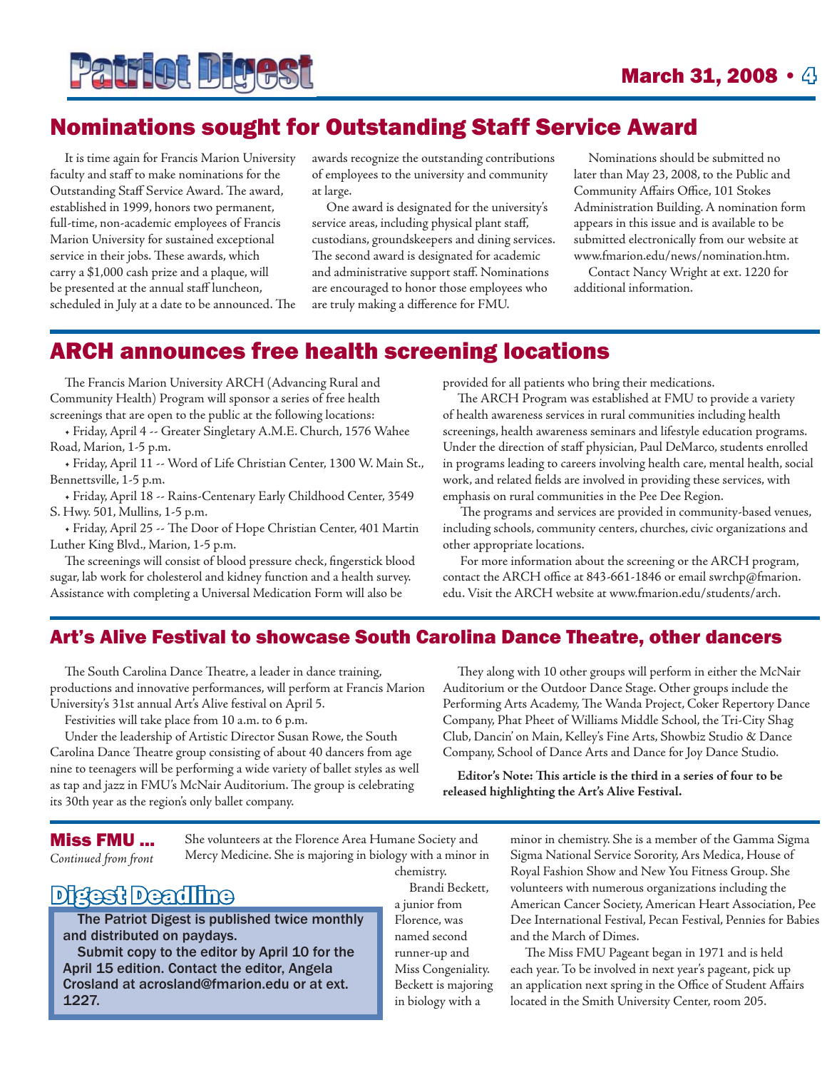## Nominations sought for Outstanding Staff Service Award

It is time again for Francis Marion University faculty and staff to make nominations for the Outstanding Staff Service Award. The award, established in 1999, honors two permanent, full-time, non-academic employees of Francis Marion University for sustained exceptional service in their jobs. These awards, which carry a $1,000 cash prize and a plaque, will be presented at the annual staff luncheon, scheduled in July at a date to be announced. The awards recognize the outstanding contributions of employees to the university and community at large.

One award is designated for the university's service areas, including physical plant staff, custodians, groundskeepers and dining services. The second award is designated for academic and administrative support staff. Nominations are encouraged to honor those employees who are truly making a difference for FMU.

Nominations should be submitted no later than May 23, 2008, to the Public and Community Affairs Office, 101 Stokes Administration Building. A nomination form appears in this issue and is available to be submitted electronically from our website at www.fmarion.edu/news/nomination.htm.

Contact Nancy Wright at ext. 1220 for additional information.

## ARCH announces free health screening locations

The Francis Marion University ARCH (Advancing Rural and Community Health) Program will sponsor a series of free health screenings that are open to the public at the following locations:

- Friday, April 4 -- Greater Singletary A.M.E. Church, 1576 Wahee Road, Marion, 1-5 p.m.
- Friday, April 11 -- Word of Life Christian Center, 1300 W. Main St., Bennettsville, 1-5 p.m.
- Friday, April 18 -- Rains-Centenary Early Childhood Center, 3549 S. Hwy. 501, Mullins, 1-5 p.m.
- Friday, April 25 -- The Door of Hope Christian Center, 401 Martin Luther King Blvd., Marion, 1-5 p.m.

The screenings will consist of blood pressure check, fingerstick blood sugar, lab work for cholesterol and kidney function and a health survey. Assistance with completing a Universal Medication Form will also be provided for all patients who bring their medications.

The ARCH Program was established at FMU to provide a variety of health awareness services in rural communities including health screenings, health awareness seminars and lifestyle education programs. Under the direction of staff physician, Paul DeMarco, students enrolled in programs leading to careers involving health care, mental health, social work, and related fields are involved in providing these services, with emphasis on rural communities in the Pee Dee Region.

The programs and services are provided in community-based venues, including schools, community centers, churches, civic organizations and other appropriate locations.

For more information about the screening or the ARCH program, contact the ARCH office at 843-661-1846 or email swrchp@fmarion.edu. Visit the ARCH website at www.fmarion.edu/students/arch.

## Art's Alive Festival to showcase South Carolina Dance Theatre, other dancers

The South Carolina Dance Theatre, a leader in dance training, productions and innovative performances, will perform at Francis Marion University's 31st annual Art's Alive festival on April 5.

Festivities will take place from 10 a.m. to 6 p.m.

Under the leadership of Artistic Director Susan Rowe, the South Carolina Dance Theatre group consisting of about 40 dancers from age nine to teenagers will be performing a wide variety of ballet styles as well as tap and jazz in FMU's McNair Auditorium. The group is celebrating its 30th year as the region's only ballet company.

They along with 10 other groups will perform in either the McNair Auditorium or the Outdoor Dance Stage. Other groups include the Performing Arts Academy, The Wanda Project, Coker Repertory Dance Company, Phat Pheet of Williams Middle School, the Tri-City Shag Club, Dancin' on Main, Kelley's Fine Arts, Showbiz Studio & Dance Company, School of Dance Arts and Dance for Joy Dance Studio.

**Editor's Note: This article is the third in a series of four to be released highlighting the Art's Alive Festival.**

## Miss FMU ...

*Continued from front*

She volunteers at the Florence Area Humane Society and Mercy Medicine. She is majoring in biology with a minor in chemistry.

Brandi Beckett, a junior from Florence, was named second runner-up and Miss Congeniality. Beckett is majoring in biology with a minor in chemistry. She is a member of the Gamma Sigma Sigma National Service Sorority, Ars Medica, House of Royal Fashion Show and New You Fitness Group. She volunteers with numerous organizations including the American Cancer Society, American Heart Association, Pee Dee International Festival, Pecan Festival, Pennies for Babies and the March of Dimes.

The Miss FMU Pageant began in 1971 and is held each year. To be involved in next year's pageant, pick up an application next spring in the Office of Student Affairs located in the Smith University Center, room 205.

## Digest Deadline

The Patriot Digest is published twice monthly and distributed on paydays.

Submit copy to the editor by April 10 for the April 15 edition. Contact the editor, Angela Crosland at acrosland@fmarion.edu or at ext. 1227.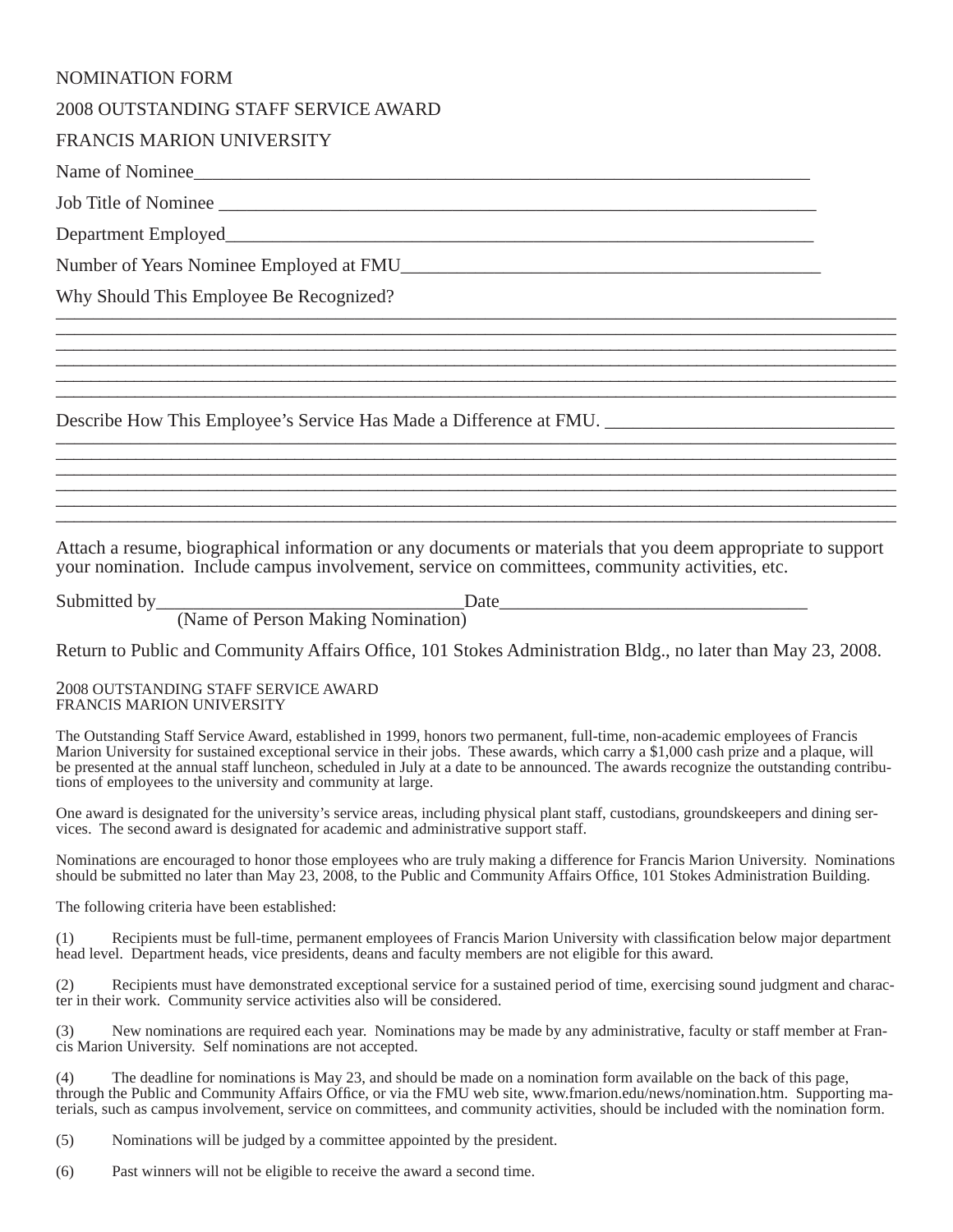NOMINATION FORM

2008 OUTSTANDING STAFF SERVICE AWARD

FRANCIS MARION UNIVERSITY

Name of Nominee_______________________________________________________________

Job Title of Nominee ____________________________________________________________

Department Employed____________________________________________________________

Number of Years Nominee Employed at FMU__________________________________________

Why Should This Employee Be Recognized?

______________________________________________________________________________
______________________________________________________________________________
______________________________________________________________________________
______________________________________________________________________________
______________________________________________________________________________
______________________________________________________________________________

Describe How This Employee's Service Has Made a Difference at FMU. ____________________________

______________________________________________________________________________
______________________________________________________________________________
______________________________________________________________________________
______________________________________________________________________________
______________________________________________________________________________
______________________________________________________________________________

Attach a resume, biographical information or any documents or materials that you deem appropriate to support your nomination. Include campus involvement, service on committees, community activities, etc.

Submitted by_______________________________Date_______________________________
(Name of Person Making Nomination)

Return to Public and Community Affairs Office, 101 Stokes Administration Bldg., no later than May 23, 2008.

2008 OUTSTANDING STAFF SERVICE AWARD
FRANCIS MARION UNIVERSITY

The Outstanding Staff Service Award, established in 1999, honors two permanent, full-time, non-academic employees of Francis Marion University for sustained exceptional service in their jobs. These awards, which carry a $1,000 cash prize and a plaque, will be presented at the annual staff luncheon, scheduled in July at a date to be announced. The awards recognize the outstanding contributions of employees to the university and community at large.

One award is designated for the university's service areas, including physical plant staff, custodians, groundskeepers and dining services. The second award is designated for academic and administrative support staff.

Nominations are encouraged to honor those employees who are truly making a difference for Francis Marion University. Nominations should be submitted no later than May 23, 2008, to the Public and Community Affairs Office, 101 Stokes Administration Building.

The following criteria have been established:

(1) Recipients must be full-time, permanent employees of Francis Marion University with classification below major department head level. Department heads, vice presidents, deans and faculty members are not eligible for this award.

(2) Recipients must have demonstrated exceptional service for a sustained period of time, exercising sound judgment and character in their work. Community service activities also will be considered.

(3) New nominations are required each year. Nominations may be made by any administrative, faculty or staff member at Francis Marion University. Self nominations are not accepted.

(4) The deadline for nominations is May 23, and should be made on a nomination form available on the back of this page, through the Public and Community Affairs Office, or via the FMU web site, www.fmarion.edu/news/nomination.htm. Supporting materials, such as campus involvement, service on committees, and community activities, should be included with the nomination form.

(5) Nominations will be judged by a committee appointed by the president.

(6) Past winners will not be eligible to receive the award a second time.